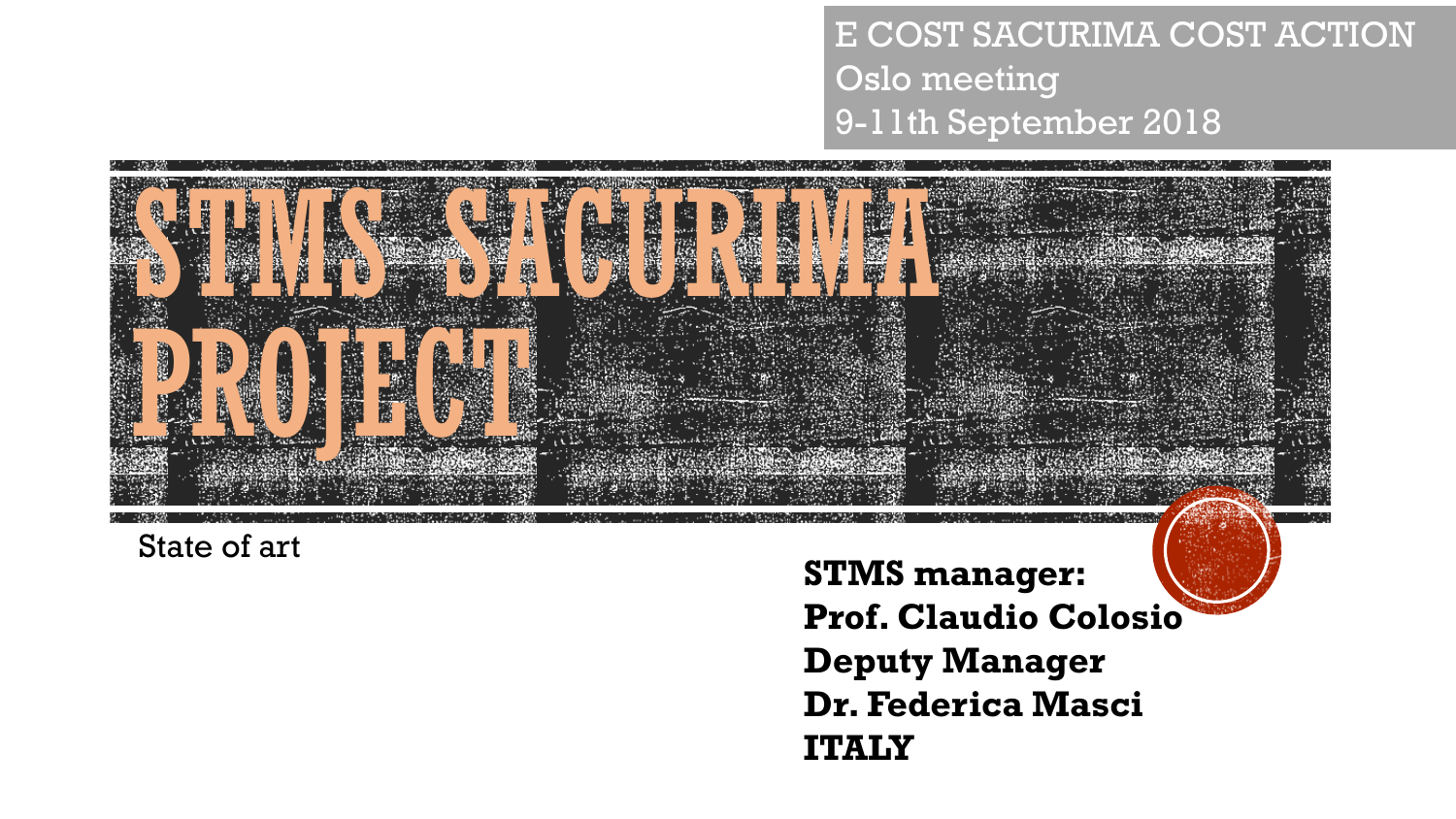E COST SACURIMA COST ACTION
Oslo meeting
9-11th September 2018

# STMS SACURIMA PROJECT

State of art

**STMS manager:**
**Prof. Claudio Colosio**
**Deputy Manager**
**Dr. Federica Masci**
**ITALY**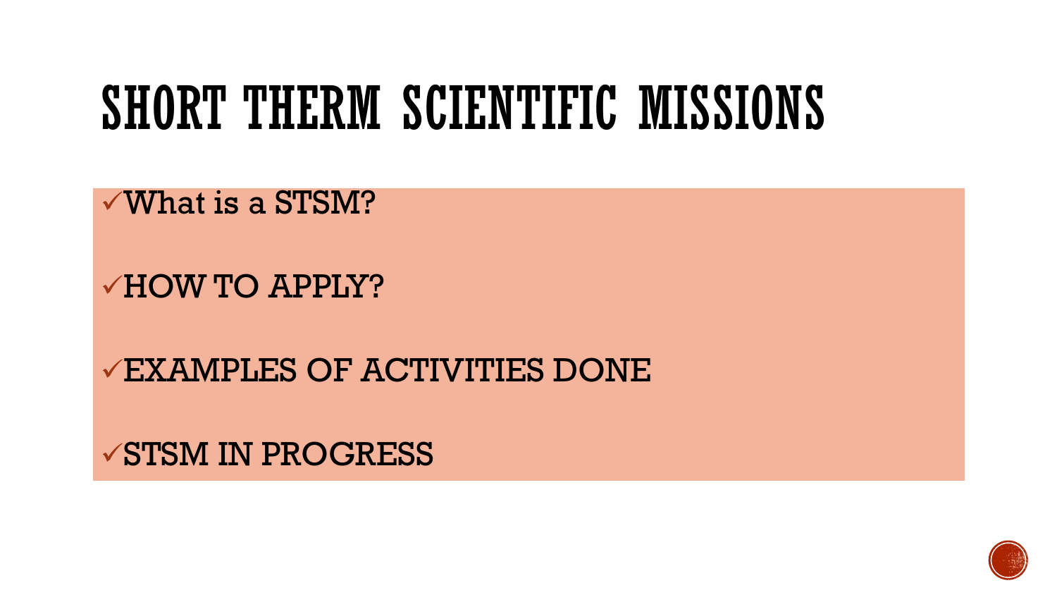# SHORT THERM SCIENTIFIC MISSIONS

- ✓What is a STSM?
- ✓HOW TO APPLY?
- ✓EXAMPLES OF ACTIVITIES DONE
- ✓STSM IN PROGRESS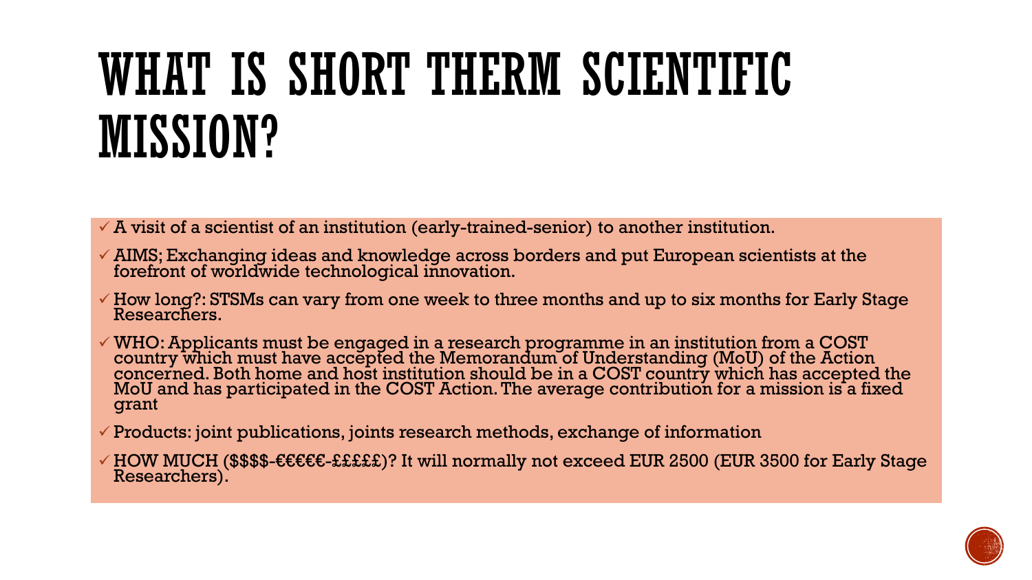# WHAT IS SHORT THERM SCIENTIFIC MISSION?

- ✓ A visit of a scientist of an institution (early-trained-senior) to another institution.
- ✓ AIMS; Exchanging ideas and knowledge across borders and put European scientists at the forefront of worldwide technological innovation.
- ✓ How long?: STSMs can vary from one week to three months and up to six months for Early Stage Researchers.
- ✓ WHO: Applicants must be engaged in a research programme in an institution from a COST country which must have accepted the Memorandum of Understanding (MoU) of the Action concerned. Both home and host institution should be in a COST country which has accepted the MoU and has participated in the COST Action. The average contribution for a mission is a fixed grant
- ✓ Products: joint publications, joints research methods, exchange of information
- ✓ HOW MUCH ($$$$-€€€€€-£££££)? It will normally not exceed EUR 2500 (EUR 3500 for Early Stage Researchers).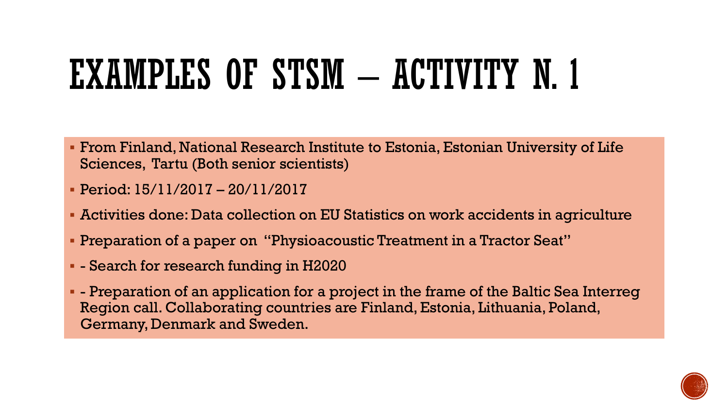# EXAMPLES OF STSM – ACTIVITY N. 1

- From Finland, National Research Institute to Estonia, Estonian University of Life Sciences, Tartu (Both senior scientists)
- Period: 15/11/2017 – 20/11/2017
- Activities done: Data collection on EU Statistics on work accidents in agriculture
- Preparation of a paper on "Physioacoustic Treatment in a Tractor Seat"
- - Search for research funding in H2020
- - Preparation of an application for a project in the frame of the Baltic Sea Interreg Region call. Collaborating countries are Finland, Estonia, Lithuania, Poland, Germany, Denmark and Sweden.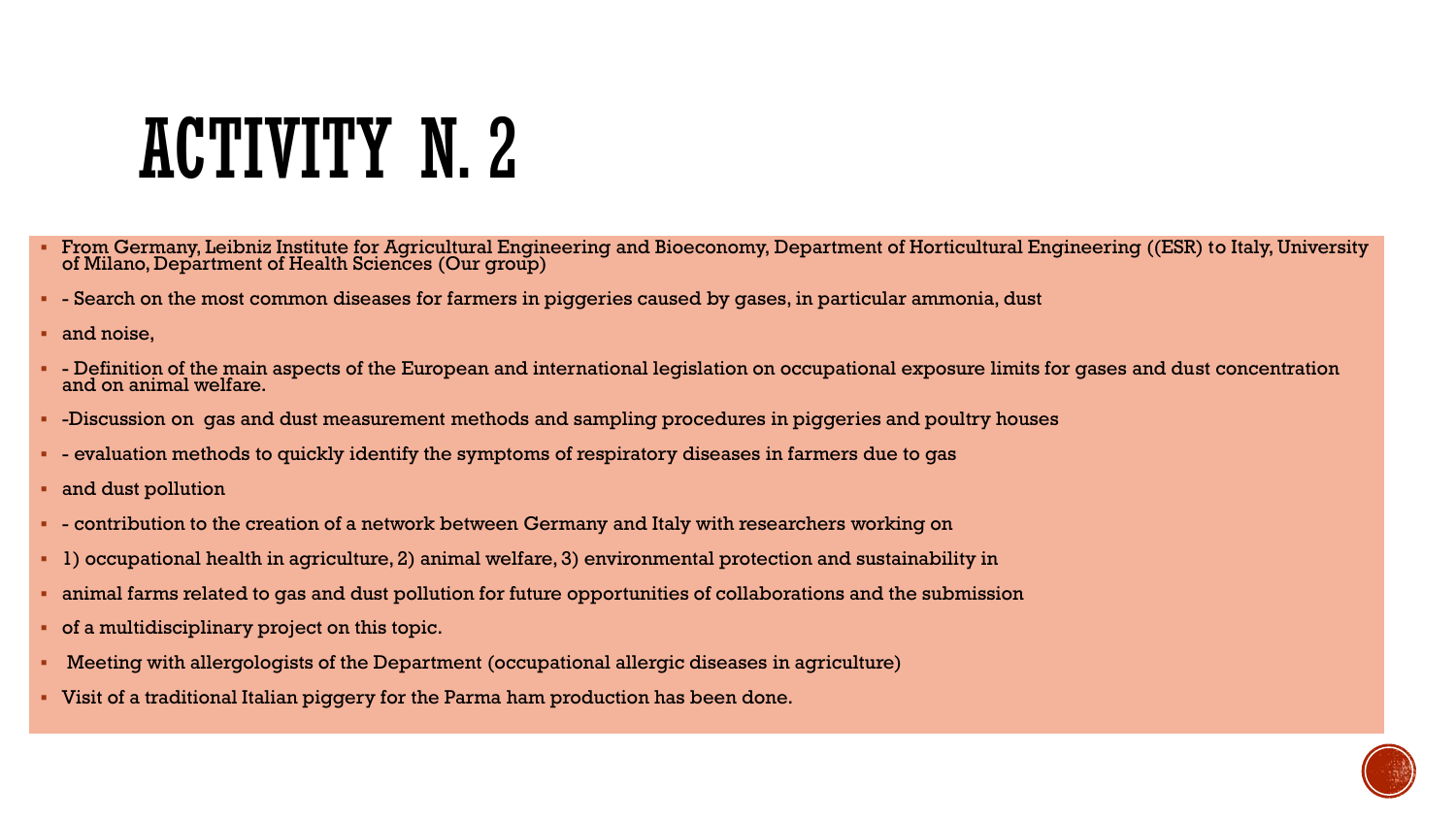# ACTIVITY N. 2

- From Germany, Leibniz Institute for Agricultural Engineering and Bioeconomy, Department of Horticultural Engineering ((ESR) to Italy, University of Milano, Department of Health Sciences (Our group)
- - Search on the most common diseases for farmers in piggeries caused by gases, in particular ammonia, dust
- and noise,
- - Definition of the main aspects of the European and international legislation on occupational exposure limits for gases and dust concentration and on animal welfare.
- -Discussion on gas and dust measurement methods and sampling procedures in piggeries and poultry houses
- - evaluation methods to quickly identify the symptoms of respiratory diseases in farmers due to gas
- and dust pollution
- - contribution to the creation of a network between Germany and Italy with researchers working on
- 1) occupational health in agriculture, 2) animal welfare, 3) environmental protection and sustainability in
- animal farms related to gas and dust pollution for future opportunities of collaborations and the submission
- of a multidisciplinary project on this topic.
- Meeting with allergologists of the Department (occupational allergic diseases in agriculture)
- Visit of a traditional Italian piggery for the Parma ham production has been done.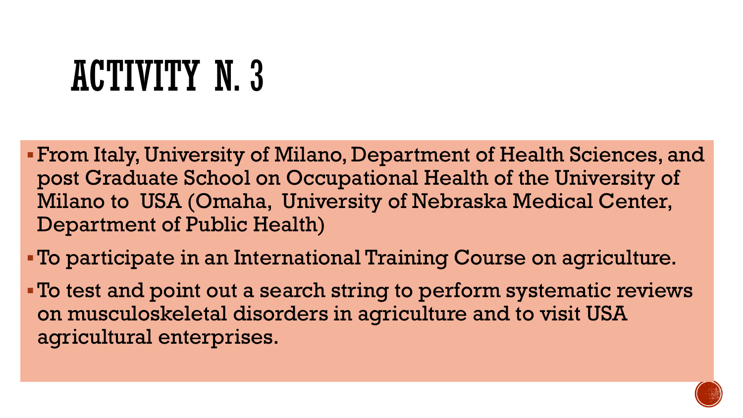# ACTIVITY N. 3

- From Italy, University of Milano, Department of Health Sciences, and post Graduate School on Occupational Health of the University of Milano to USA (Omaha, University of Nebraska Medical Center, Department of Public Health)
- To participate in an International Training Course on agriculture.
- To test and point out a search string to perform systematic reviews on musculoskeletal disorders in agriculture and to visit USA agricultural enterprises.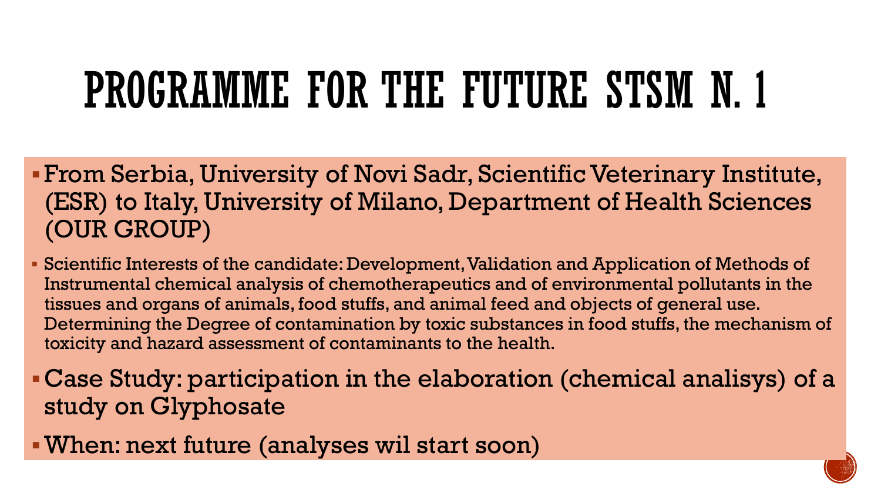# PROGRAMME FOR THE FUTURE STSM N. 1

- From Serbia, University of Novi Sadr, Scientific Veterinary Institute, (ESR) to Italy, University of Milano, Department of Health Sciences (OUR GROUP)
- Scientific Interests of the candidate: Development, Validation and Application of Methods of Instrumental chemical analysis of chemotherapeutics and of environmental pollutants in the tissues and organs of animals, food stuffs, and animal feed and objects of general use. Determining the Degree of contamination by toxic substances in food stuffs, the mechanism of toxicity and hazard assessment of contaminants to the health.
- Case Study: participation in the elaboration (chemical analisys) of a study on Glyphosate
- When: next future (analyses wil start soon)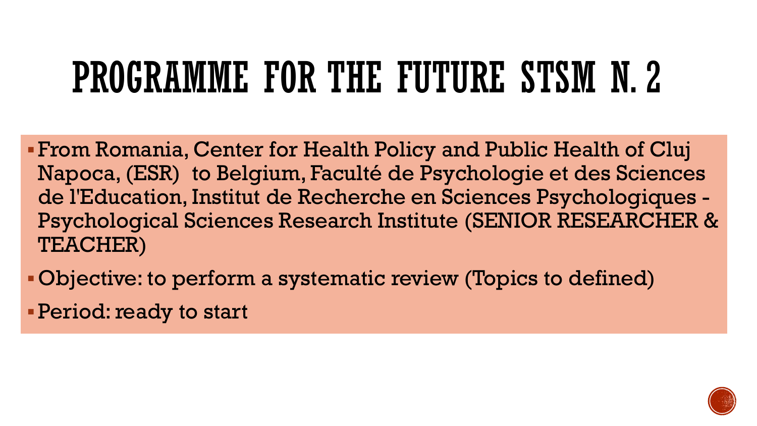# PROGRAMME FOR THE FUTURE STSM N. 2

- From Romania, Center for Health Policy and Public Health of Cluj Napoca, (ESR) to Belgium, Faculté de Psychologie et des Sciences de l'Education, Institut de Recherche en Sciences Psychologiques - Psychological Sciences Research Institute (SENIOR RESEARCHER & TEACHER)
- Objective: to perform a systematic review (Topics to defined)
- Period: ready to start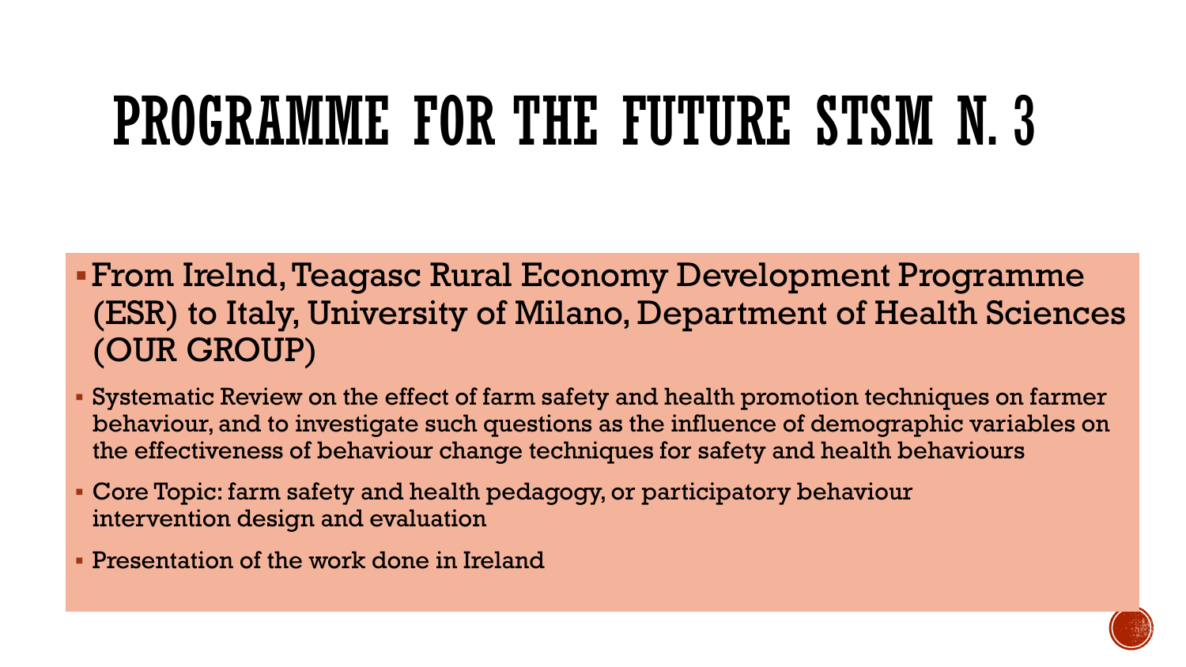# PROGRAMME FOR THE FUTURE STSM N. 3

- From Irelnd, Teagasc Rural Economy Development Programme (ESR) to Italy, University of Milano, Department of Health Sciences (OUR GROUP)
- Systematic Review on the effect of farm safety and health promotion techniques on farmer behaviour, and to investigate such questions as the influence of demographic variables on the effectiveness of behaviour change techniques for safety and health behaviours
- Core Topic: farm safety and health pedagogy, or participatory behaviour intervention design and evaluation
- Presentation of the work done in Ireland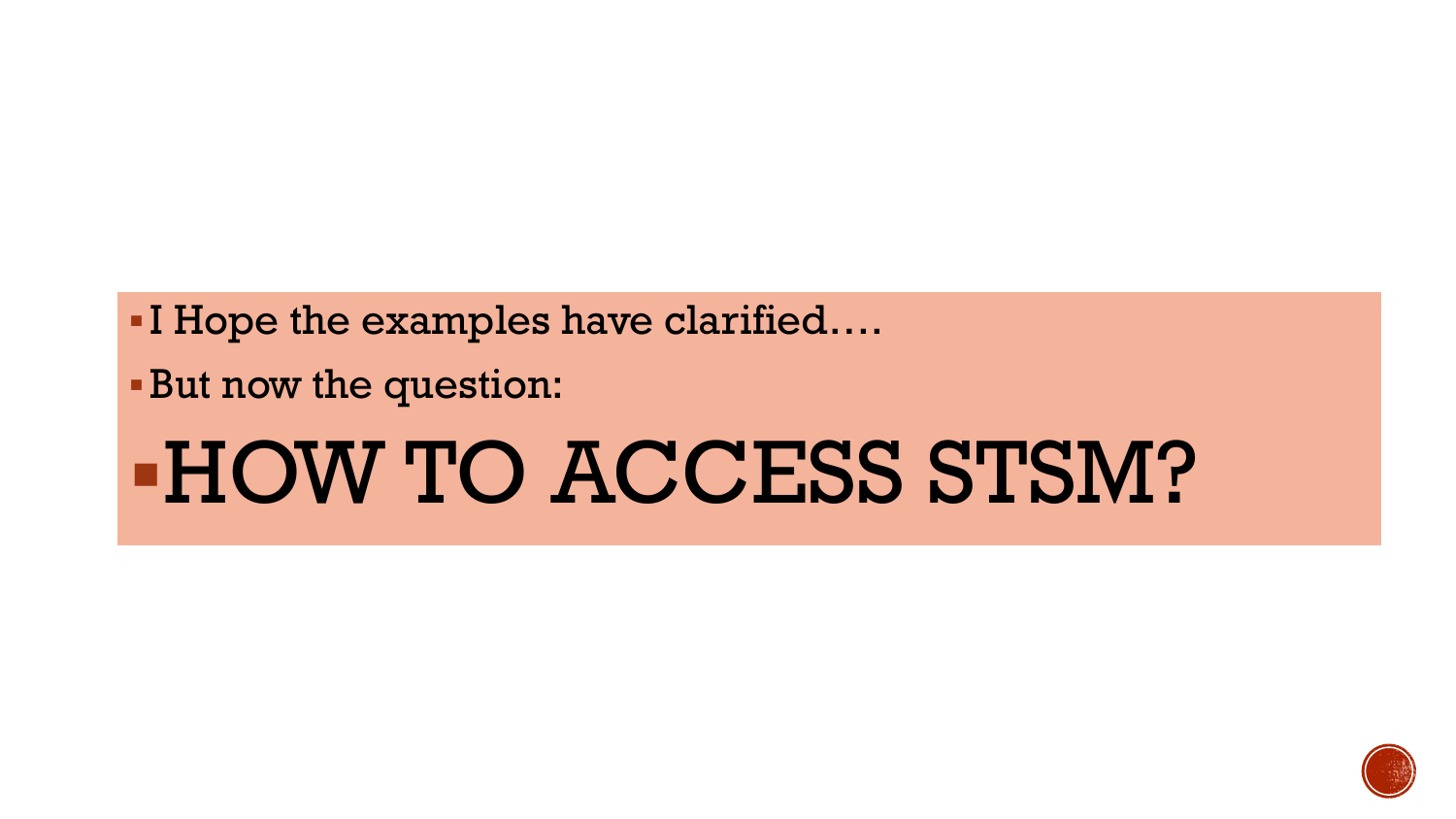- I Hope the examples have clarified….
- But now the question:
- # HOW TO ACCESS STSM?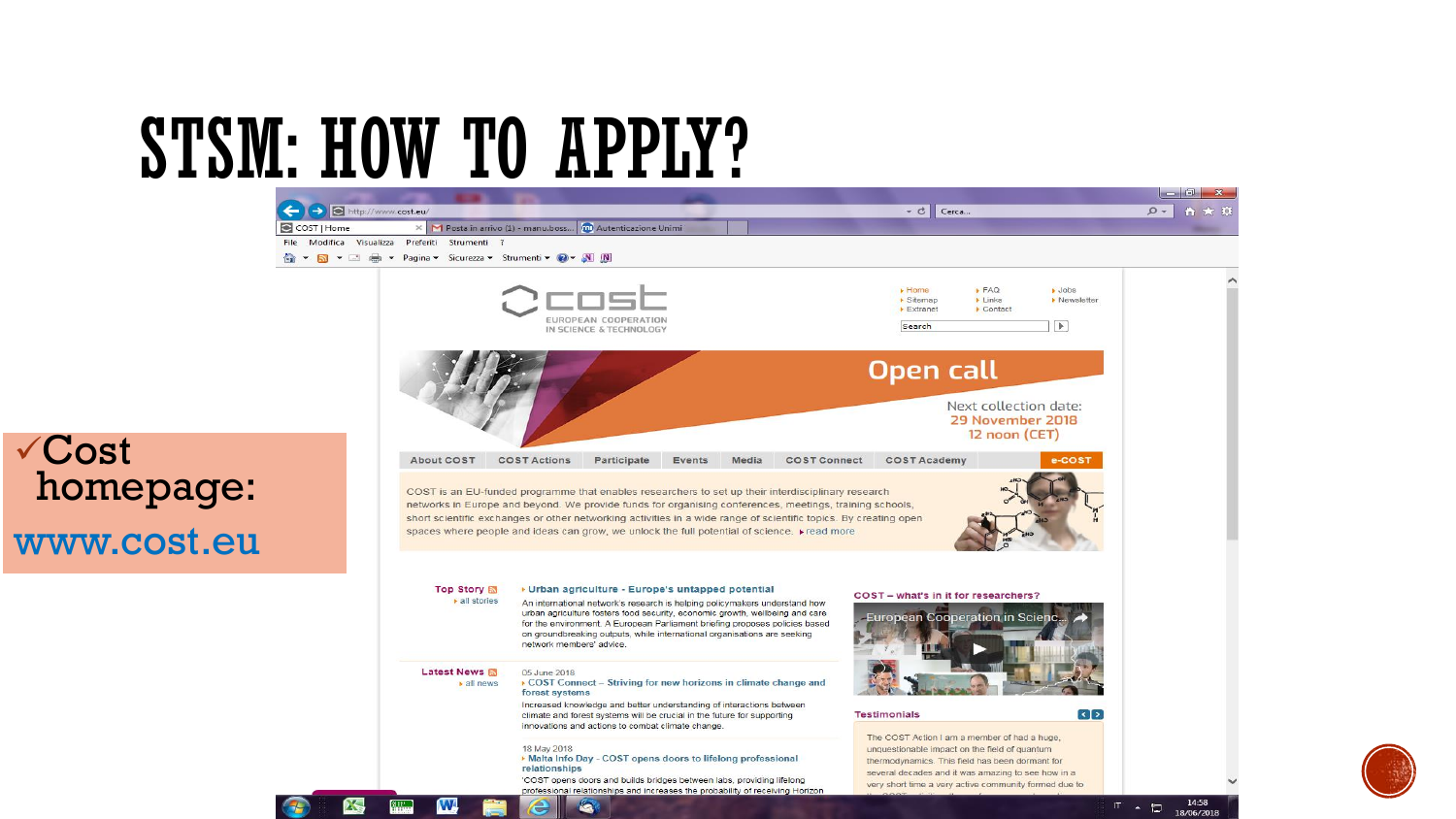# STSM: HOW TO APPLY?

✓Cost homepage:

www.cost.eu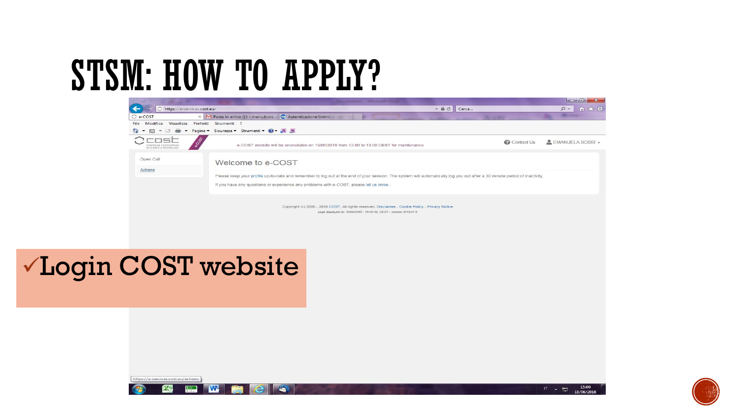# STSM: HOW TO APPLY?

✓Login COST website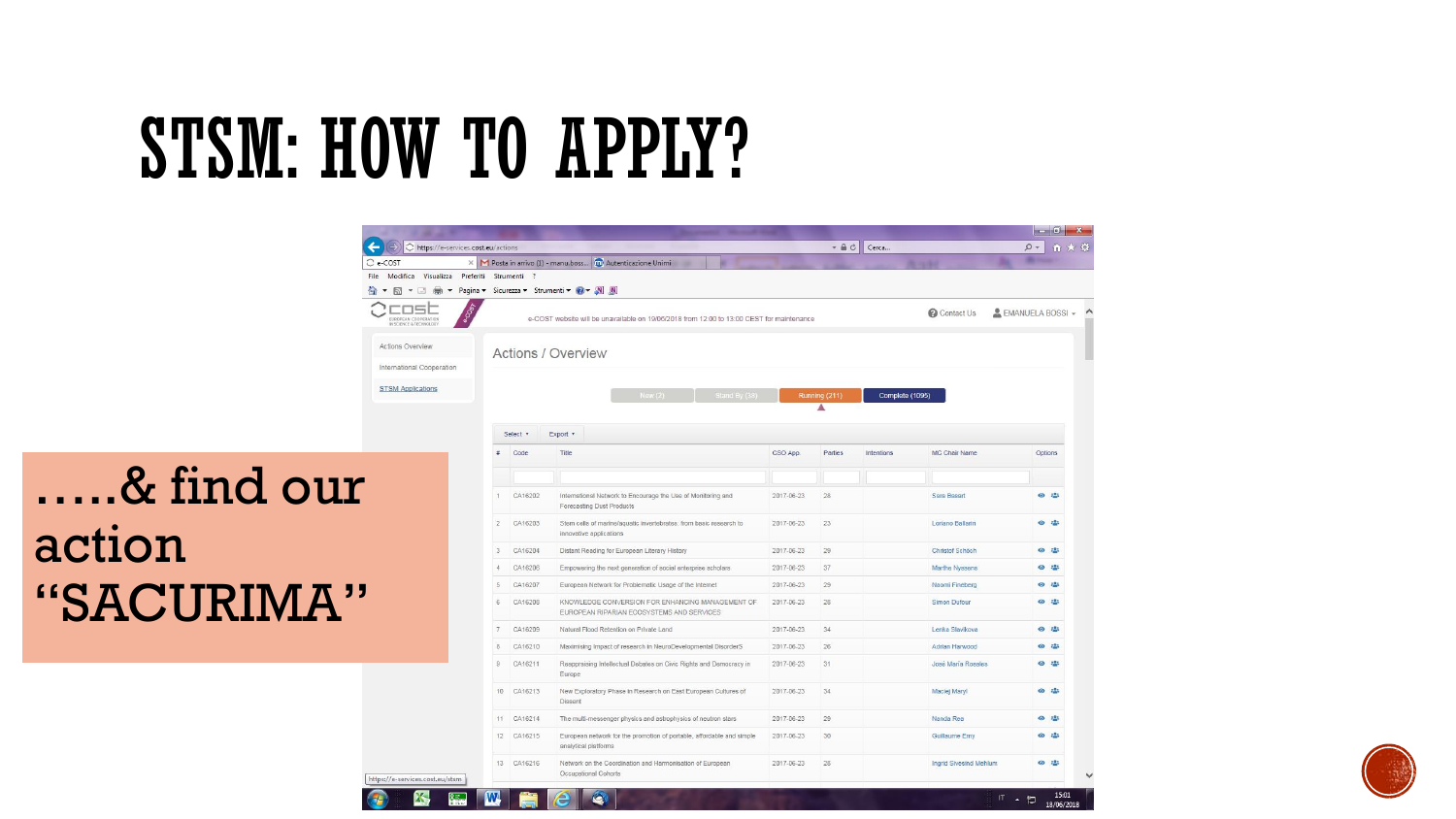# STSM: HOW TO APPLY?

…..& find our action "SACURIMA"

https://e-services.cost.eu/actions

e-COST website will be unavailable on 19/06/2018 from 12:00 to 13:00 CEST for maintenance

Contact Us | EMANUELA BOSSI

- Actions Overview
- International Cooperation
- STSM Applications

## Actions / Overview

New (2) | Stand By (34) | Running (211) | Complete (1095)

Select | Export

| # | Code | Title | CSO App. | Parties | Intentions | MC Chair Name | Options |
|---|---|---|---|---|---|---|---|
| 1 | CA16202 | International Network to Encourage the Use of Monitoring and Forecasting Dust Products | 2017-06-23 | 28 | | Sara Basart | |
| 2 | CA16203 | Stem cells of marine/aquatic invertebrates: from basic research to innovative applications | 2017-06-23 | 23 | | Loriano Ballarin | |
| 3 | CA16204 | Distant Reading for European Literary History | 2017-06-23 | 29 | | Christof Schöch | |
| 4 | CA16206 | Empowering the next generation of social enterprise scholars | 2017-06-23 | 37 | | Marthe Nyssens | |
| 5 | CA16207 | European Network for Problematic Usage of the Internet | 2017-06-23 | 29 | | Naomi Fineberg | |
| 6 | CA16208 | KNOWLEDGE CONVERSION FOR ENHANCING MANAGEMENT OF EUROPEAN RIPARIAN ECOSYSTEMS AND SERVICES | 2017-06-23 | 28 | | Simon Dufour | |
| 7 | CA16209 | Natural Flood Retention on Private Land | 2017-06-23 | 34 | | Lenka Slavikova | |
| 8 | CA16210 | Maximising impact of research in NeuroDevelopmental DisorderS | 2017-06-23 | 26 | | Adrian Harwood | |
| 9 | CA16211 | Reappraising Intellectual Debates on Civic Rights and Democracy in Europe | 2017-06-23 | 31 | | José María Rosales | |
| 10 | CA16213 | New Exploratory Phase in Research on East European Cultures of Dissent | 2017-06-23 | 34 | | Maciej Maryl | |
| 11 | CA16214 | The multi-messenger physics and astrophysics of neutron stars | 2017-06-23 | 29 | | Nanda Rea | |
| 12 | CA16215 | European network for the promotion of portable, affordable and simple analytical platforms | 2017-06-23 | 30 | | Guillaume Erny | |
| 13 | CA16216 | Network on the Coordination and Harmonisation of European Occupational Cohorts | 2017-06-23 | 28 | | Ingrid Sivesind Mehlum | |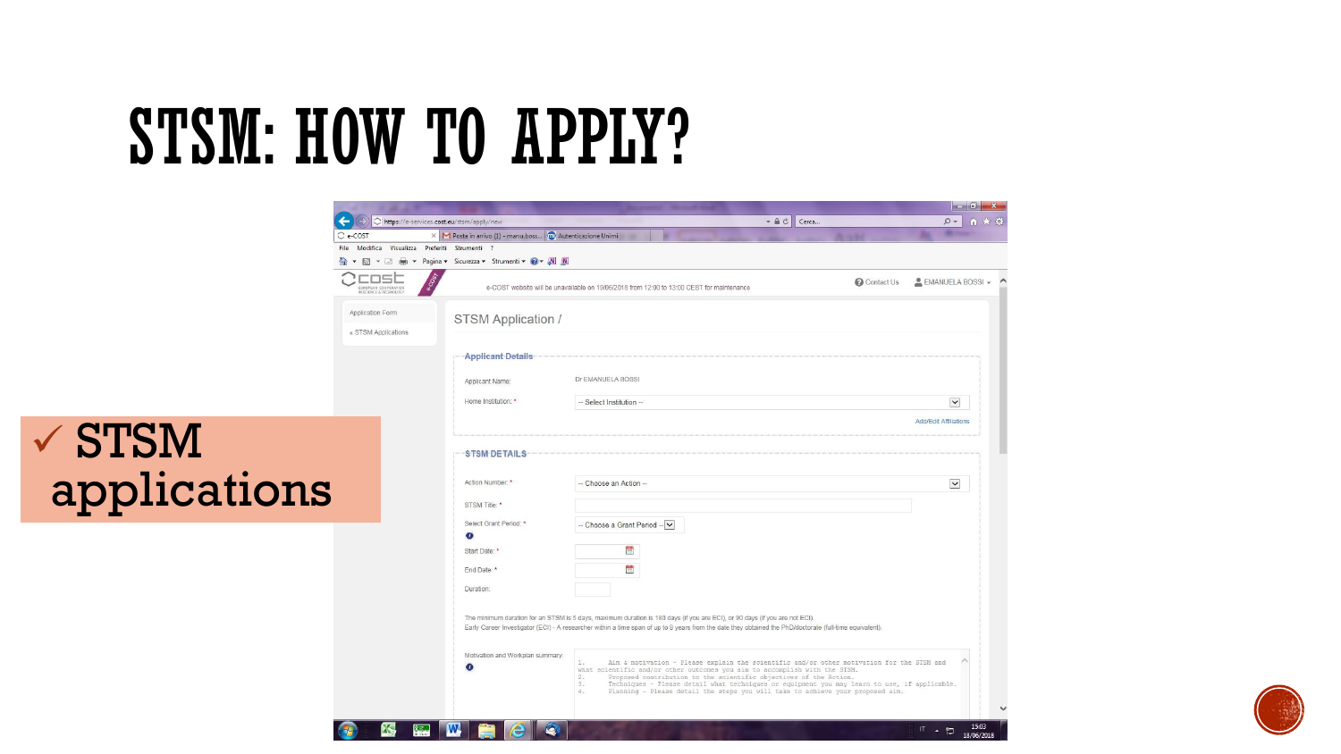# STSM: HOW TO APPLY?

✓ STSM applications

STSM Application /

**Applicant Details**

Applicant Name: Dr EMANUELA BOSSI

Home Institution: * -- Select Institution --

Add/Edit Affiliations

**STSM DETAILS**

Action Number: * -- Choose an Action --

STSM Title: *

Select Grant Period: * -- Choose a Grant Period --

Start Date: *

End Date: *

Duration:

The minimum duration for an STSM is 5 days, maximum duration is 180 days (if you are ECI), or 90 days (if you are not ECI).
Early Career Investigator (ECI) - A researcher within a time span of up to 8 years from the date they obtained the PhD/doctorate (full-time equivalent).

Motivation and Workplan summary:

1. Aim & motivation - Please explain the scientific and/or other motivation for the STSM and what scientific and/or other outcomes you aim to accomplish with the STSM.
2. Proposed contribution to the scientific objectives of the Action.
3. Techniques - Please detail what techniques or equipment you may learn to use, if applicable.
4. Planning - Please detail the steps you will take to achieve your proposed aim.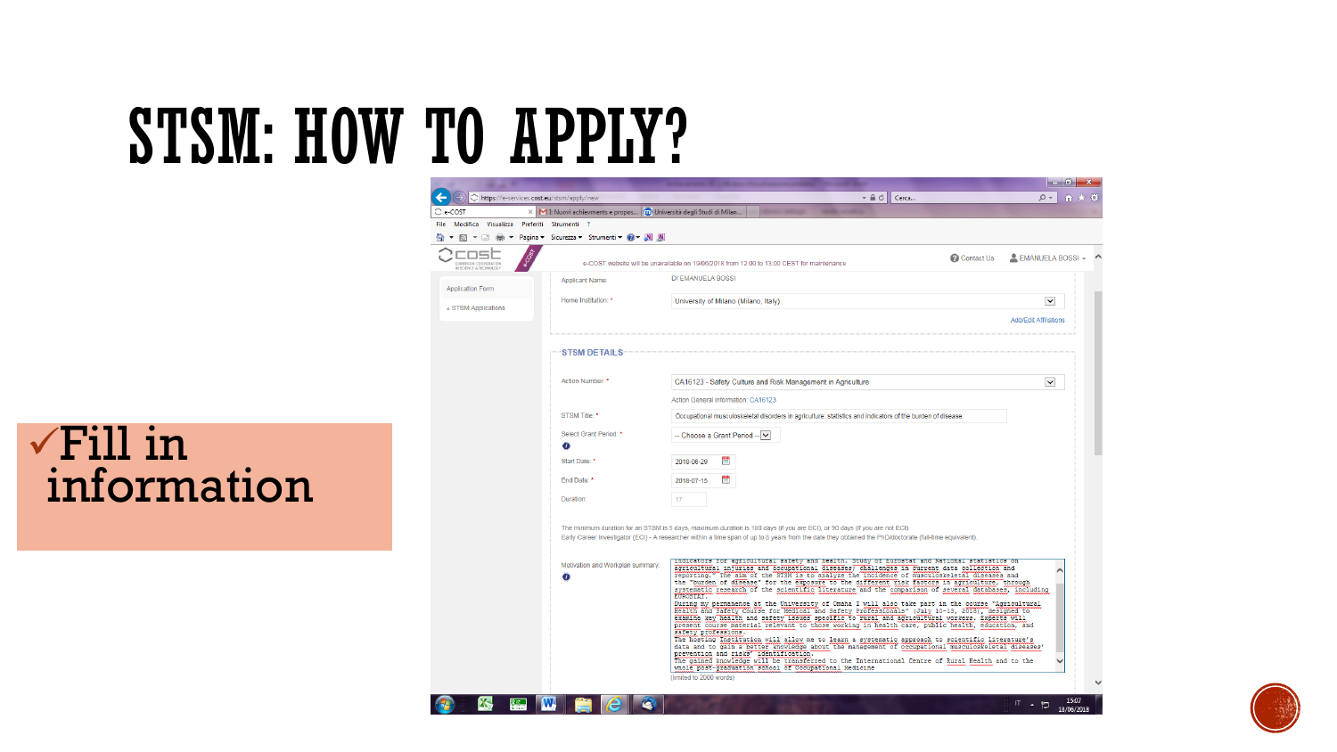# STSM: HOW TO APPLY?

✓Fill in information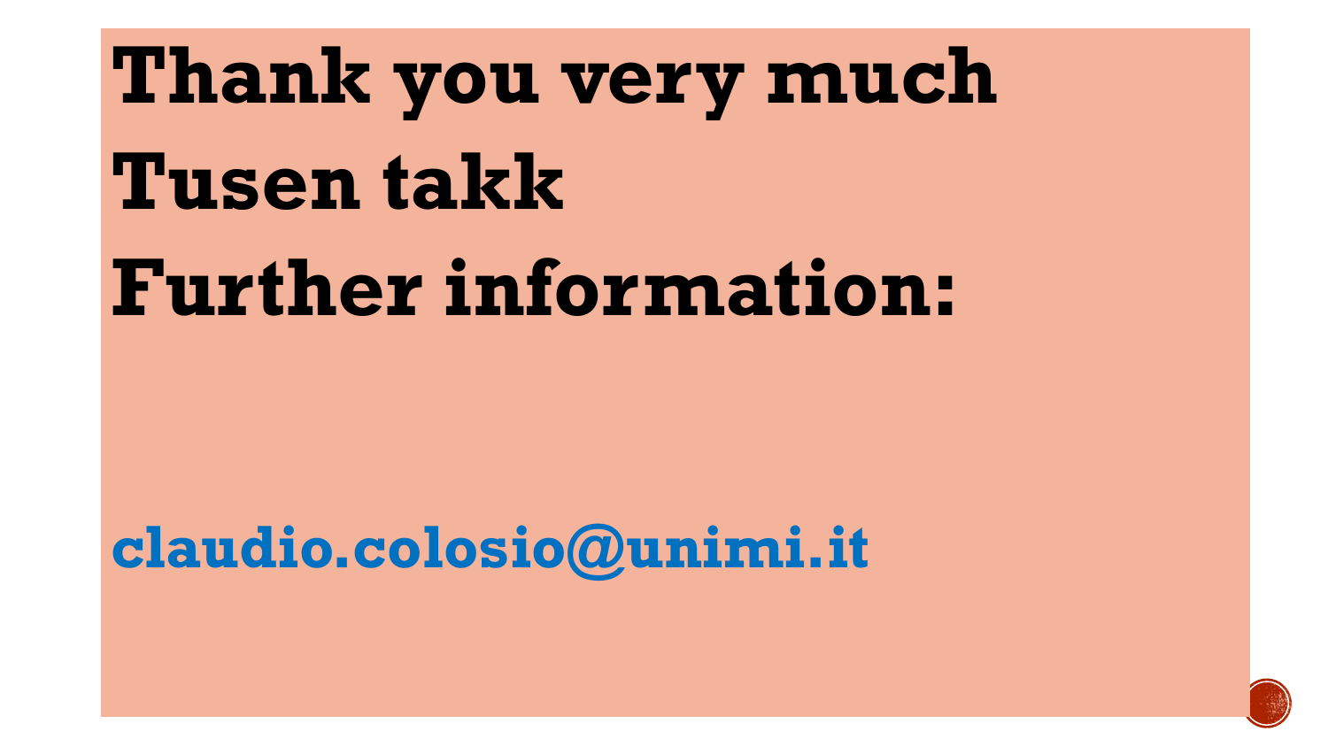# Thank you very much

# Tusen takk

# Further information:

**claudio.colosio@unimi.it**